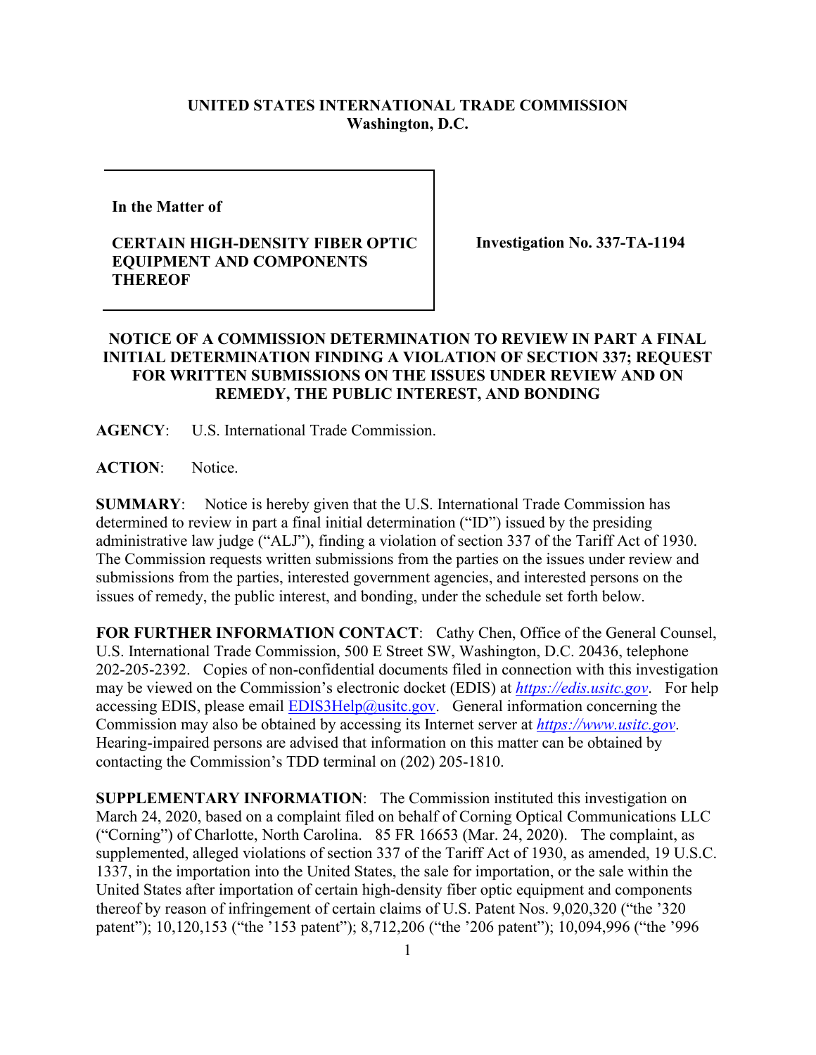**UNITED STATES INTERNATIONAL TRADE COMMISSION**
**Washington, D.C.**

| | |
|---|---|
| **In the Matter of**<br><br>**CERTAIN HIGH-DENSITY FIBER OPTIC EQUIPMENT AND COMPONENTS THEREOF** | **Investigation No. 337-TA-1194** |

**NOTICE OF A COMMISSION DETERMINATION TO REVIEW IN PART A FINAL INITIAL DETERMINATION FINDING A VIOLATION OF SECTION 337; REQUEST FOR WRITTEN SUBMISSIONS ON THE ISSUES UNDER REVIEW AND ON REMEDY, THE PUBLIC INTEREST, AND BONDING**

**AGENCY**: U.S. International Trade Commission.

**ACTION**: Notice.

**SUMMARY**: Notice is hereby given that the U.S. International Trade Commission has determined to review in part a final initial determination ("ID") issued by the presiding administrative law judge ("ALJ"), finding a violation of section 337 of the Tariff Act of 1930. The Commission requests written submissions from the parties on the issues under review and submissions from the parties, interested government agencies, and interested persons on the issues of remedy, the public interest, and bonding, under the schedule set forth below.

**FOR FURTHER INFORMATION CONTACT**: Cathy Chen, Office of the General Counsel, U.S. International Trade Commission, 500 E Street SW, Washington, D.C. 20436, telephone 202-205-2392. Copies of non-confidential documents filed in connection with this investigation may be viewed on the Commission's electronic docket (EDIS) at *https://edis.usitc.gov*. For help accessing EDIS, please email EDIS3Help@usitc.gov. General information concerning the Commission may also be obtained by accessing its Internet server at *https://www.usitc.gov*. Hearing-impaired persons are advised that information on this matter can be obtained by contacting the Commission's TDD terminal on (202) 205-1810.

**SUPPLEMENTARY INFORMATION**: The Commission instituted this investigation on March 24, 2020, based on a complaint filed on behalf of Corning Optical Communications LLC ("Corning") of Charlotte, North Carolina. 85 FR 16653 (Mar. 24, 2020). The complaint, as supplemented, alleged violations of section 337 of the Tariff Act of 1930, as amended, 19 U.S.C. 1337, in the importation into the United States, the sale for importation, or the sale within the United States after importation of certain high-density fiber optic equipment and components thereof by reason of infringement of certain claims of U.S. Patent Nos. 9,020,320 ("the '320 patent"); 10,120,153 ("the '153 patent"); 8,712,206 ("the '206 patent"); 10,094,996 ("the '996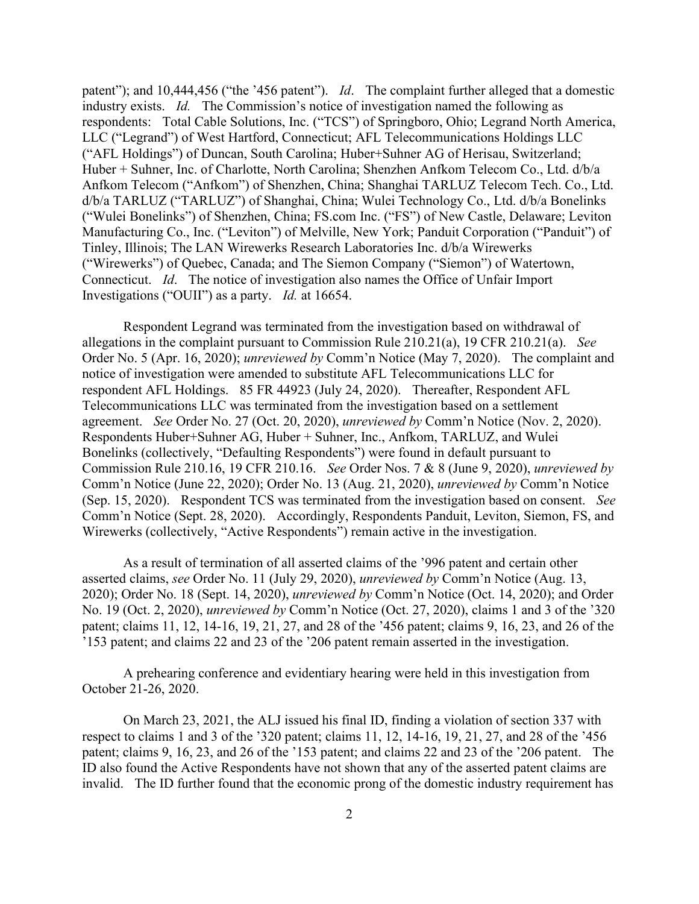patent"); and 10,444,456 ("the '456 patent"). *Id*. The complaint further alleged that a domestic industry exists. *Id.* The Commission's notice of investigation named the following as respondents: Total Cable Solutions, Inc. ("TCS") of Springboro, Ohio; Legrand North America, LLC ("Legrand") of West Hartford, Connecticut; AFL Telecommunications Holdings LLC ("AFL Holdings") of Duncan, South Carolina; Huber+Suhner AG of Herisau, Switzerland; Huber + Suhner, Inc. of Charlotte, North Carolina; Shenzhen Anfkom Telecom Co., Ltd. d/b/a Anfkom Telecom ("Anfkom") of Shenzhen, China; Shanghai TARLUZ Telecom Tech. Co., Ltd. d/b/a TARLUZ ("TARLUZ") of Shanghai, China; Wulei Technology Co., Ltd. d/b/a Bonelinks ("Wulei Bonelinks") of Shenzhen, China; FS.com Inc. ("FS") of New Castle, Delaware; Leviton Manufacturing Co., Inc. ("Leviton") of Melville, New York; Panduit Corporation ("Panduit") of Tinley, Illinois; The LAN Wirewerks Research Laboratories Inc. d/b/a Wirewerks ("Wirewerks") of Quebec, Canada; and The Siemon Company ("Siemon") of Watertown, Connecticut. *Id*. The notice of investigation also names the Office of Unfair Import Investigations ("OUII") as a party. *Id.* at 16654.

Respondent Legrand was terminated from the investigation based on withdrawal of allegations in the complaint pursuant to Commission Rule 210.21(a), 19 CFR 210.21(a). *See* Order No. 5 (Apr. 16, 2020); *unreviewed by* Comm'n Notice (May 7, 2020). The complaint and notice of investigation were amended to substitute AFL Telecommunications LLC for respondent AFL Holdings. 85 FR 44923 (July 24, 2020). Thereafter, Respondent AFL Telecommunications LLC was terminated from the investigation based on a settlement agreement. *See* Order No. 27 (Oct. 20, 2020), *unreviewed by* Comm'n Notice (Nov. 2, 2020). Respondents Huber+Suhner AG, Huber + Suhner, Inc., Anfkom, TARLUZ, and Wulei Bonelinks (collectively, "Defaulting Respondents") were found in default pursuant to Commission Rule 210.16, 19 CFR 210.16. *See* Order Nos. 7 & 8 (June 9, 2020), *unreviewed by* Comm'n Notice (June 22, 2020); Order No. 13 (Aug. 21, 2020), *unreviewed by* Comm'n Notice (Sep. 15, 2020). Respondent TCS was terminated from the investigation based on consent. *See* Comm'n Notice (Sept. 28, 2020). Accordingly, Respondents Panduit, Leviton, Siemon, FS, and Wirewerks (collectively, "Active Respondents") remain active in the investigation.

As a result of termination of all asserted claims of the '996 patent and certain other asserted claims, *see* Order No. 11 (July 29, 2020), *unreviewed by* Comm'n Notice (Aug. 13, 2020); Order No. 18 (Sept. 14, 2020), *unreviewed by* Comm'n Notice (Oct. 14, 2020); and Order No. 19 (Oct. 2, 2020), *unreviewed by* Comm'n Notice (Oct. 27, 2020), claims 1 and 3 of the '320 patent; claims 11, 12, 14-16, 19, 21, 27, and 28 of the '456 patent; claims 9, 16, 23, and 26 of the '153 patent; and claims 22 and 23 of the '206 patent remain asserted in the investigation.

A prehearing conference and evidentiary hearing were held in this investigation from October 21-26, 2020.

On March 23, 2021, the ALJ issued his final ID, finding a violation of section 337 with respect to claims 1 and 3 of the '320 patent; claims 11, 12, 14-16, 19, 21, 27, and 28 of the '456 patent; claims 9, 16, 23, and 26 of the '153 patent; and claims 22 and 23 of the '206 patent. The ID also found the Active Respondents have not shown that any of the asserted patent claims are invalid. The ID further found that the economic prong of the domestic industry requirement has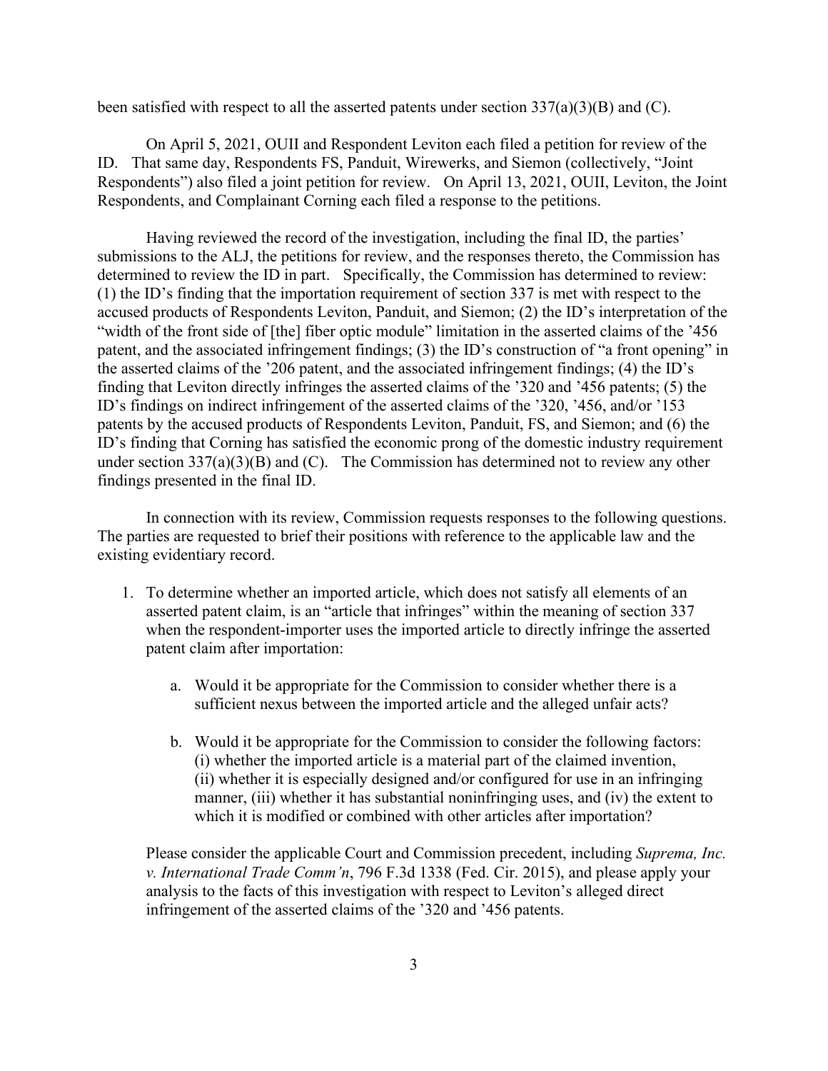been satisfied with respect to all the asserted patents under section 337(a)(3)(B) and (C).

On April 5, 2021, OUII and Respondent Leviton each filed a petition for review of the ID. That same day, Respondents FS, Panduit, Wirewerks, and Siemon (collectively, "Joint Respondents") also filed a joint petition for review. On April 13, 2021, OUII, Leviton, the Joint Respondents, and Complainant Corning each filed a response to the petitions.

Having reviewed the record of the investigation, including the final ID, the parties' submissions to the ALJ, the petitions for review, and the responses thereto, the Commission has determined to review the ID in part. Specifically, the Commission has determined to review: (1) the ID's finding that the importation requirement of section 337 is met with respect to the accused products of Respondents Leviton, Panduit, and Siemon; (2) the ID's interpretation of the "width of the front side of [the] fiber optic module" limitation in the asserted claims of the '456 patent, and the associated infringement findings; (3) the ID's construction of "a front opening" in the asserted claims of the '206 patent, and the associated infringement findings; (4) the ID's finding that Leviton directly infringes the asserted claims of the '320 and '456 patents; (5) the ID's findings on indirect infringement of the asserted claims of the '320, '456, and/or '153 patents by the accused products of Respondents Leviton, Panduit, FS, and Siemon; and (6) the ID's finding that Corning has satisfied the economic prong of the domestic industry requirement under section 337(a)(3)(B) and (C). The Commission has determined not to review any other findings presented in the final ID.

In connection with its review, Commission requests responses to the following questions. The parties are requested to brief their positions with reference to the applicable law and the existing evidentiary record.

1. To determine whether an imported article, which does not satisfy all elements of an asserted patent claim, is an "article that infringes" within the meaning of section 337 when the respondent-importer uses the imported article to directly infringe the asserted patent claim after importation:

    a. Would it be appropriate for the Commission to consider whether there is a sufficient nexus between the imported article and the alleged unfair acts?

    b. Would it be appropriate for the Commission to consider the following factors: (i) whether the imported article is a material part of the claimed invention, (ii) whether it is especially designed and/or configured for use in an infringing manner, (iii) whether it has substantial noninfringing uses, and (iv) the extent to which it is modified or combined with other articles after importation?

    Please consider the applicable Court and Commission precedent, including *Suprema, Inc. v. International Trade Comm'n*, 796 F.3d 1338 (Fed. Cir. 2015), and please apply your analysis to the facts of this investigation with respect to Leviton's alleged direct infringement of the asserted claims of the '320 and '456 patents.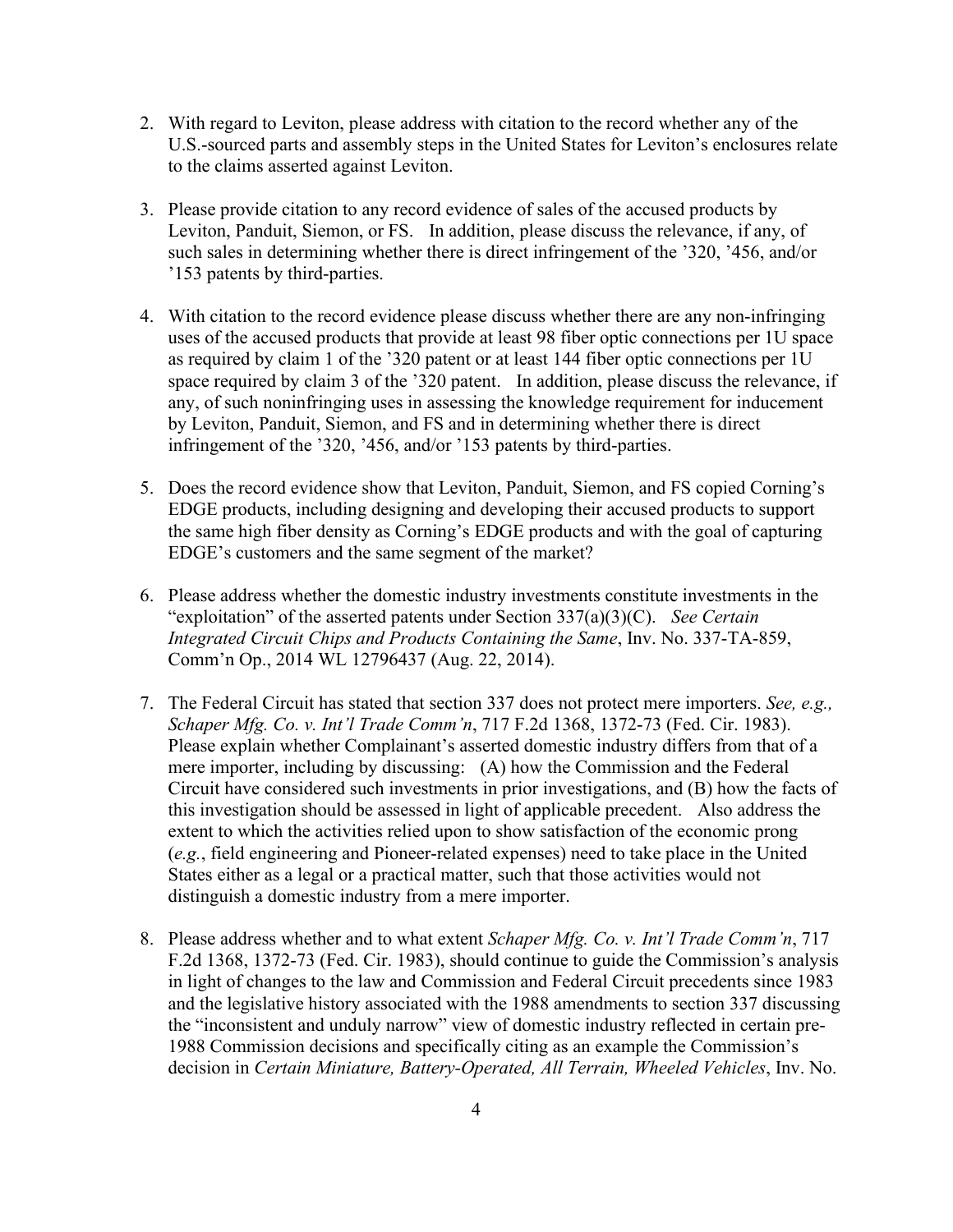2. With regard to Leviton, please address with citation to the record whether any of the U.S.-sourced parts and assembly steps in the United States for Leviton's enclosures relate to the claims asserted against Leviton.

3. Please provide citation to any record evidence of sales of the accused products by Leviton, Panduit, Siemon, or FS. In addition, please discuss the relevance, if any, of such sales in determining whether there is direct infringement of the '320, '456, and/or '153 patents by third-parties.

4. With citation to the record evidence please discuss whether there are any non-infringing uses of the accused products that provide at least 98 fiber optic connections per 1U space as required by claim 1 of the '320 patent or at least 144 fiber optic connections per 1U space required by claim 3 of the '320 patent. In addition, please discuss the relevance, if any, of such noninfringing uses in assessing the knowledge requirement for inducement by Leviton, Panduit, Siemon, and FS and in determining whether there is direct infringement of the '320, '456, and/or '153 patents by third-parties.

5. Does the record evidence show that Leviton, Panduit, Siemon, and FS copied Corning's EDGE products, including designing and developing their accused products to support the same high fiber density as Corning's EDGE products and with the goal of capturing EDGE's customers and the same segment of the market?

6. Please address whether the domestic industry investments constitute investments in the "exploitation" of the asserted patents under Section 337(a)(3)(C). *See Certain Integrated Circuit Chips and Products Containing the Same*, Inv. No. 337-TA-859, Comm'n Op., 2014 WL 12796437 (Aug. 22, 2014).

7. The Federal Circuit has stated that section 337 does not protect mere importers. *See, e.g., Schaper Mfg. Co. v. Int'l Trade Comm'n*, 717 F.2d 1368, 1372-73 (Fed. Cir. 1983). Please explain whether Complainant's asserted domestic industry differs from that of a mere importer, including by discussing: (A) how the Commission and the Federal Circuit have considered such investments in prior investigations, and (B) how the facts of this investigation should be assessed in light of applicable precedent. Also address the extent to which the activities relied upon to show satisfaction of the economic prong (*e.g.*, field engineering and Pioneer-related expenses) need to take place in the United States either as a legal or a practical matter, such that those activities would not distinguish a domestic industry from a mere importer.

8. Please address whether and to what extent *Schaper Mfg. Co. v. Int'l Trade Comm'n*, 717 F.2d 1368, 1372-73 (Fed. Cir. 1983), should continue to guide the Commission's analysis in light of changes to the law and Commission and Federal Circuit precedents since 1983 and the legislative history associated with the 1988 amendments to section 337 discussing the "inconsistent and unduly narrow" view of domestic industry reflected in certain pre-1988 Commission decisions and specifically citing as an example the Commission's decision in *Certain Miniature, Battery-Operated, All Terrain, Wheeled Vehicles*, Inv. No.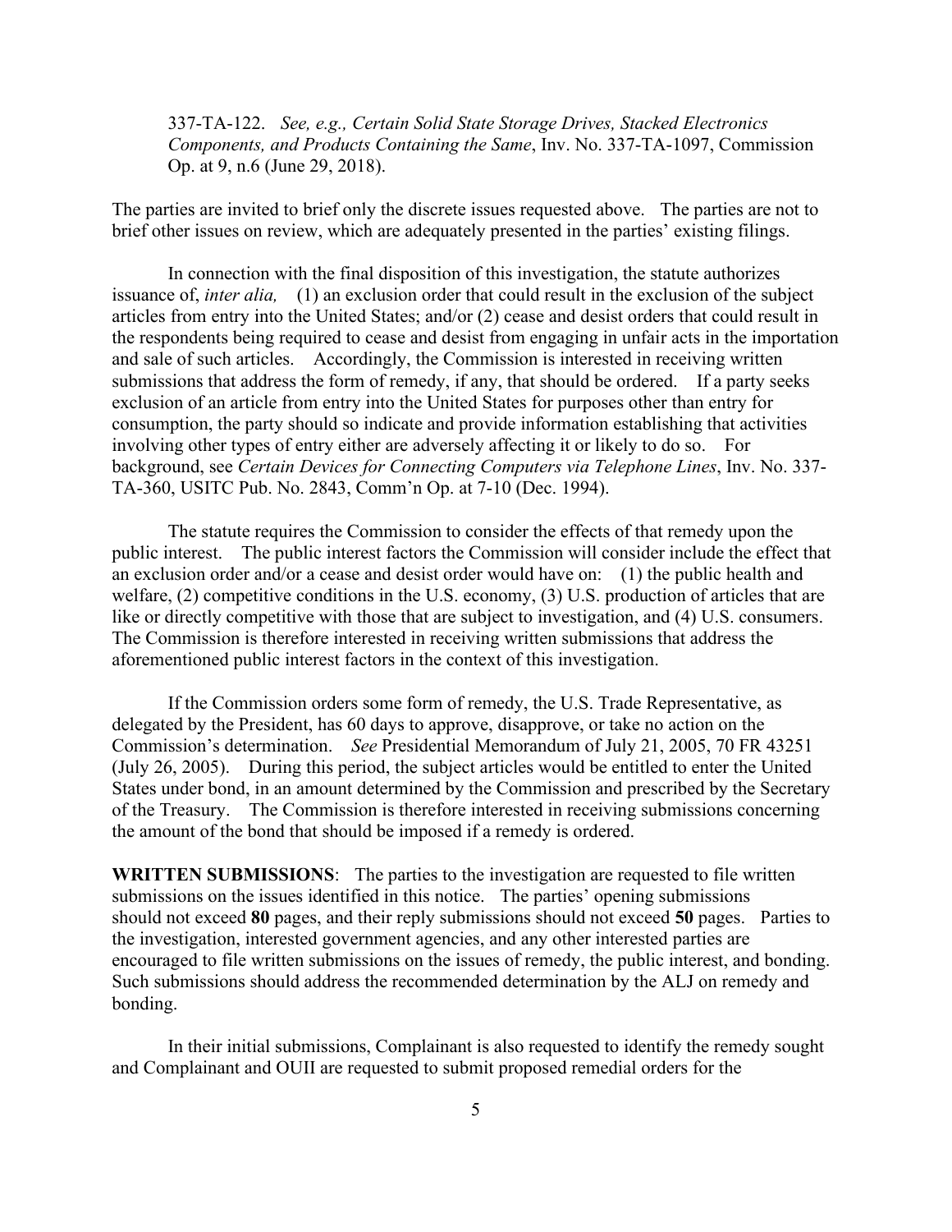337-TA-122. *See, e.g., Certain Solid State Storage Drives, Stacked Electronics Components, and Products Containing the Same*, Inv. No. 337-TA-1097, Commission Op. at 9, n.6 (June 29, 2018).

The parties are invited to brief only the discrete issues requested above. The parties are not to brief other issues on review, which are adequately presented in the parties' existing filings.

In connection with the final disposition of this investigation, the statute authorizes issuance of, *inter alia,* (1) an exclusion order that could result in the exclusion of the subject articles from entry into the United States; and/or (2) cease and desist orders that could result in the respondents being required to cease and desist from engaging in unfair acts in the importation and sale of such articles. Accordingly, the Commission is interested in receiving written submissions that address the form of remedy, if any, that should be ordered. If a party seeks exclusion of an article from entry into the United States for purposes other than entry for consumption, the party should so indicate and provide information establishing that activities involving other types of entry either are adversely affecting it or likely to do so. For background, see *Certain Devices for Connecting Computers via Telephone Lines*, Inv. No. 337-TA-360, USITC Pub. No. 2843, Comm'n Op. at 7-10 (Dec. 1994).

The statute requires the Commission to consider the effects of that remedy upon the public interest. The public interest factors the Commission will consider include the effect that an exclusion order and/or a cease and desist order would have on: (1) the public health and welfare, (2) competitive conditions in the U.S. economy, (3) U.S. production of articles that are like or directly competitive with those that are subject to investigation, and (4) U.S. consumers. The Commission is therefore interested in receiving written submissions that address the aforementioned public interest factors in the context of this investigation.

If the Commission orders some form of remedy, the U.S. Trade Representative, as delegated by the President, has 60 days to approve, disapprove, or take no action on the Commission's determination. *See* Presidential Memorandum of July 21, 2005, 70 FR 43251 (July 26, 2005). During this period, the subject articles would be entitled to enter the United States under bond, in an amount determined by the Commission and prescribed by the Secretary of the Treasury. The Commission is therefore interested in receiving submissions concerning the amount of the bond that should be imposed if a remedy is ordered.

**WRITTEN SUBMISSIONS**: The parties to the investigation are requested to file written submissions on the issues identified in this notice. The parties' opening submissions should not exceed **80** pages, and their reply submissions should not exceed **50** pages. Parties to the investigation, interested government agencies, and any other interested parties are encouraged to file written submissions on the issues of remedy, the public interest, and bonding. Such submissions should address the recommended determination by the ALJ on remedy and bonding.

In their initial submissions, Complainant is also requested to identify the remedy sought and Complainant and OUII are requested to submit proposed remedial orders for the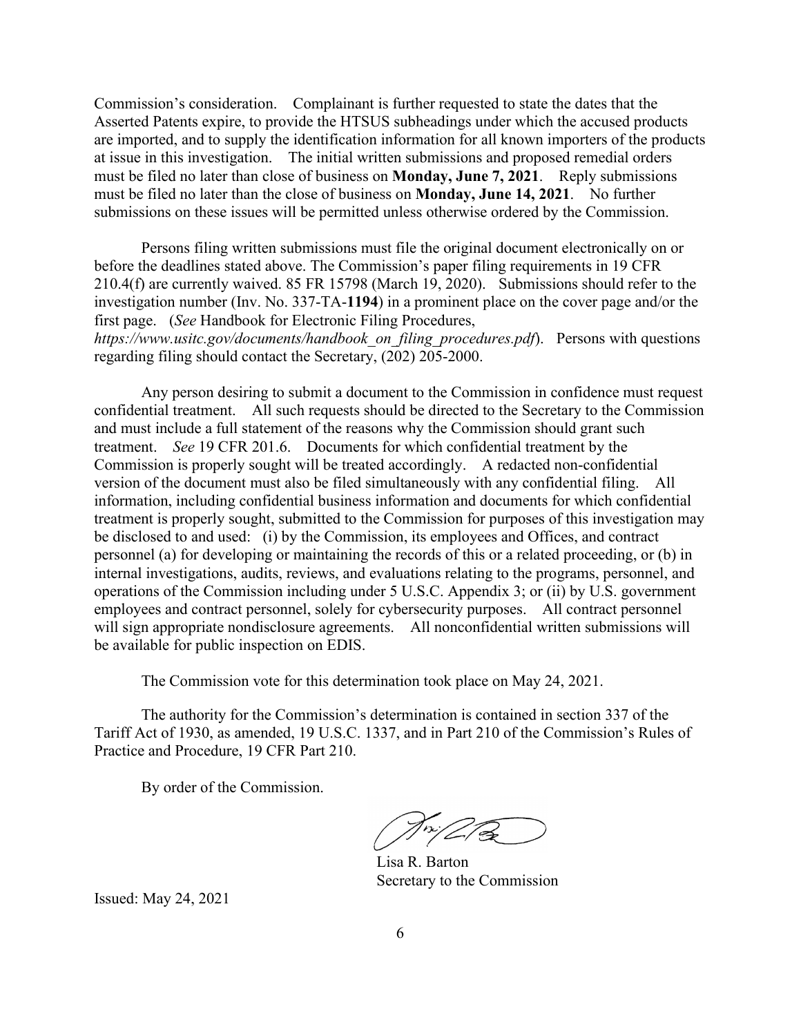Commission's consideration. Complainant is further requested to state the dates that the Asserted Patents expire, to provide the HTSUS subheadings under which the accused products are imported, and to supply the identification information for all known importers of the products at issue in this investigation. The initial written submissions and proposed remedial orders must be filed no later than close of business on **Monday, June 7, 2021**. Reply submissions must be filed no later than the close of business on **Monday, June 14, 2021**. No further submissions on these issues will be permitted unless otherwise ordered by the Commission.

Persons filing written submissions must file the original document electronically on or before the deadlines stated above. The Commission's paper filing requirements in 19 CFR 210.4(f) are currently waived. 85 FR 15798 (March 19, 2020). Submissions should refer to the investigation number (Inv. No. 337-TA-**1194**) in a prominent place on the cover page and/or the first page. (*See* Handbook for Electronic Filing Procedures, *https://www.usitc.gov/documents/handbook_on_filing_procedures.pdf*). Persons with questions regarding filing should contact the Secretary, (202) 205-2000.

Any person desiring to submit a document to the Commission in confidence must request confidential treatment. All such requests should be directed to the Secretary to the Commission and must include a full statement of the reasons why the Commission should grant such treatment. *See* 19 CFR 201.6. Documents for which confidential treatment by the Commission is properly sought will be treated accordingly. A redacted non-confidential version of the document must also be filed simultaneously with any confidential filing. All information, including confidential business information and documents for which confidential treatment is properly sought, submitted to the Commission for purposes of this investigation may be disclosed to and used: (i) by the Commission, its employees and Offices, and contract personnel (a) for developing or maintaining the records of this or a related proceeding, or (b) in internal investigations, audits, reviews, and evaluations relating to the programs, personnel, and operations of the Commission including under 5 U.S.C. Appendix 3; or (ii) by U.S. government employees and contract personnel, solely for cybersecurity purposes. All contract personnel will sign appropriate nondisclosure agreements. All nonconfidential written submissions will be available for public inspection on EDIS.

The Commission vote for this determination took place on May 24, 2021.

The authority for the Commission's determination is contained in section 337 of the Tariff Act of 1930, as amended, 19 U.S.C. 1337, and in Part 210 of the Commission's Rules of Practice and Procedure, 19 CFR Part 210.

By order of the Commission.

Lisa R. Barton
Secretary to the Commission

Issued: May 24, 2021